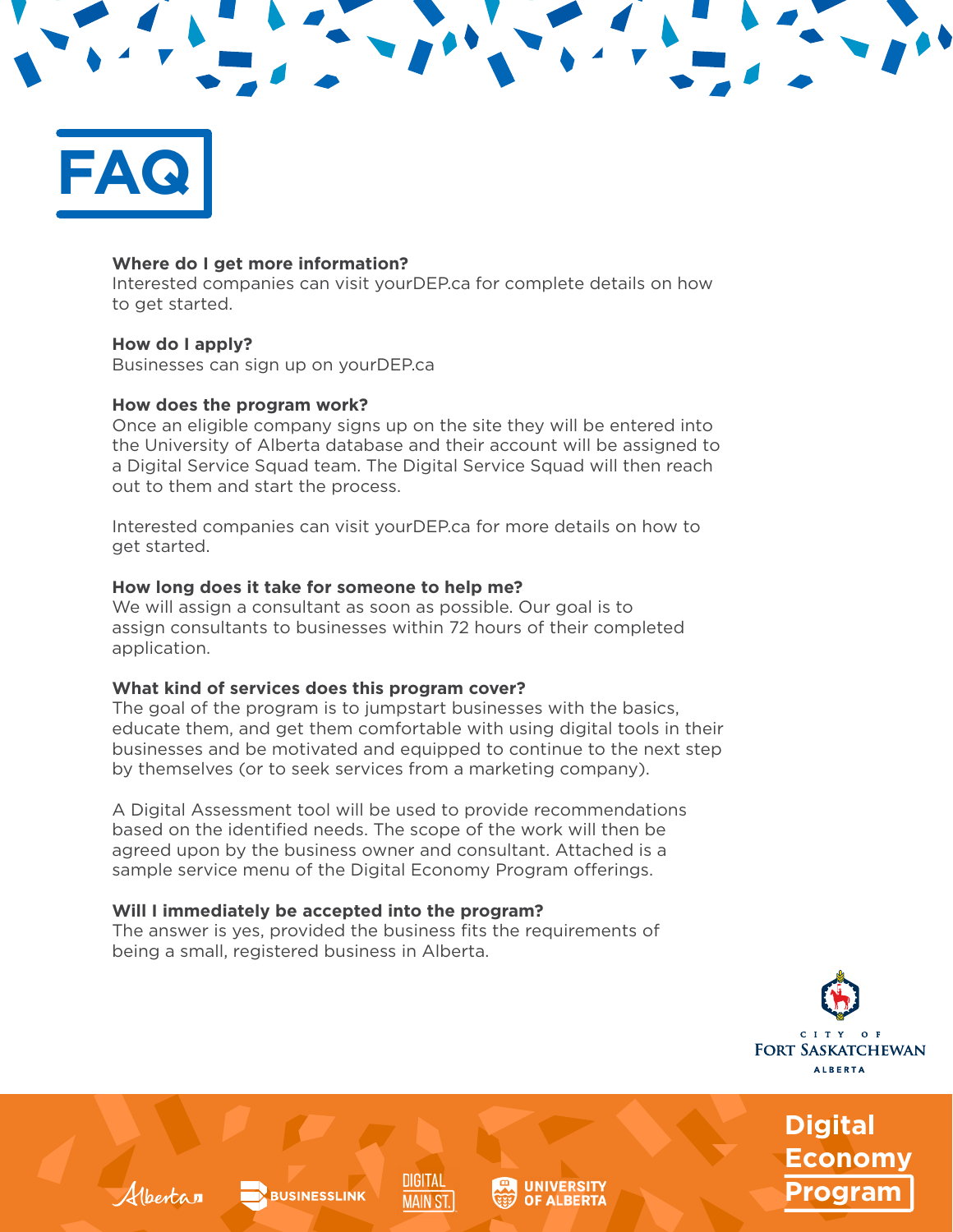# FAQ

**Where do I get more information?**
Interested companies can visit yourDEP.ca for complete details on how to get started.

**How do I apply?**
Businesses can sign up on yourDEP.ca

**How does the program work?**
Once an eligible company signs up on the site they will be entered into the University of Alberta database and their account will be assigned to a Digital Service Squad team. The Digital Service Squad will then reach out to them and start the process.

Interested companies can visit yourDEP.ca for more details on how to get started.

**How long does it take for someone to help me?**
We will assign a consultant as soon as possible. Our goal is to assign consultants to businesses within 72 hours of their completed application.

**What kind of services does this program cover?**
The goal of the program is to jumpstart businesses with the basics, educate them, and get them comfortable with using digital tools in their businesses and be motivated and equipped to continue to the next step by themselves (or to seek services from a marketing company).

A Digital Assessment tool will be used to provide recommendations based on the identified needs. The scope of the work will then be agreed upon by the business owner and consultant. Attached is a sample service menu of the Digital Economy Program offerings.

**Will I immediately be accepted into the program?**
The answer is yes, provided the business fits the requirements of being a small, registered business in Alberta.

City of Fort Saskatchewan Alberta

Alberta | BusinessLink | Digital Main St. | University of Alberta

Digital Economy Program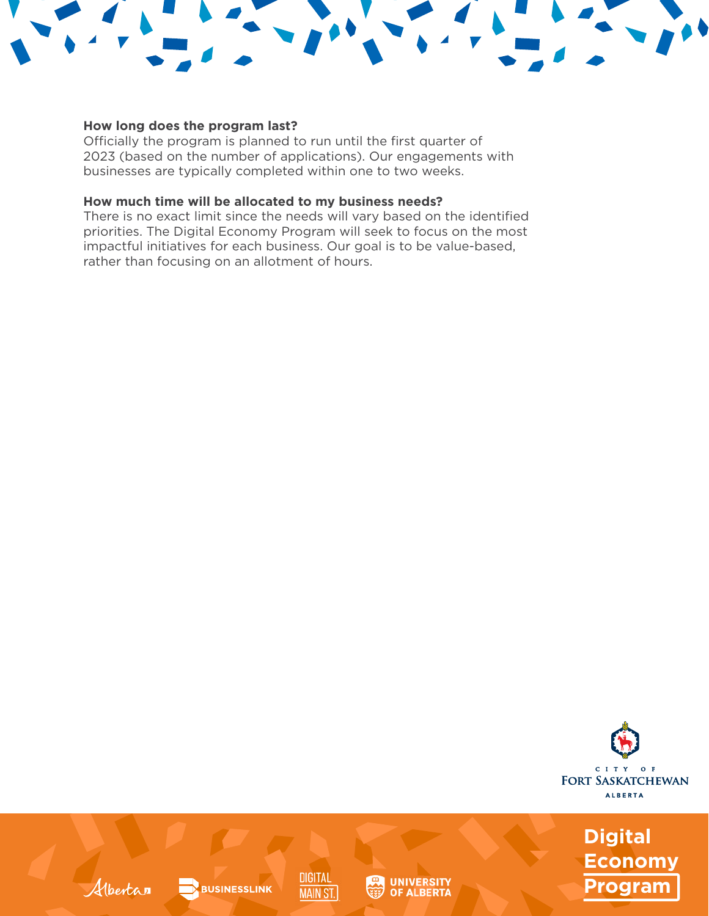**How long does the program last?**

Officially the program is planned to run until the first quarter of 2023 (based on the number of applications). Our engagements with businesses are typically completed within one to two weeks.

**How much time will be allocated to my business needs?**

There is no exact limit since the needs will vary based on the identified priorities. The Digital Economy Program will seek to focus on the most impactful initiatives for each business. Our goal is to be value-based, rather than focusing on an allotment of hours.

City of Fort Saskatchewan Alberta

Alberta | BusinessLink | Digital Main St. | University of Alberta

Digital Economy Program